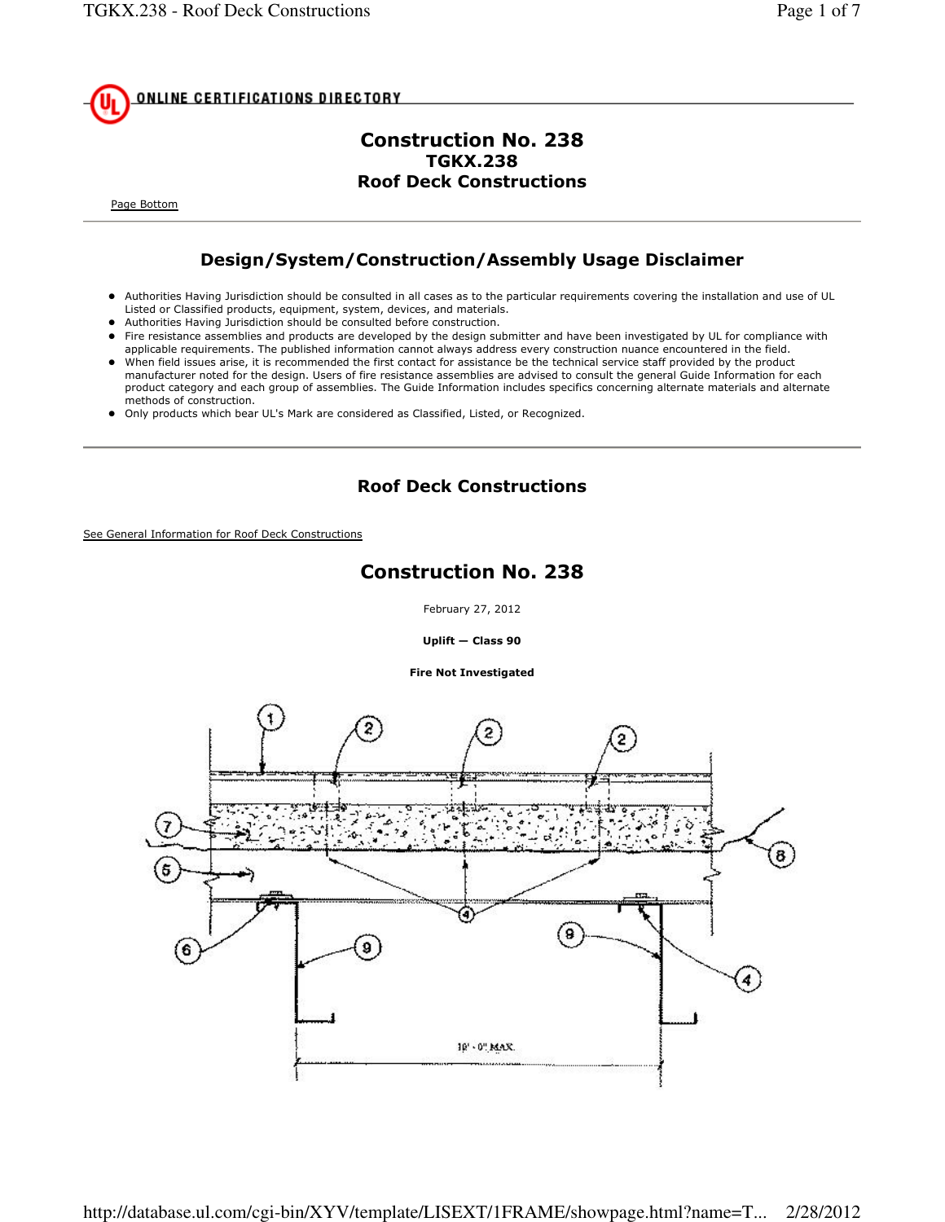![UL](UL) ONLINE CERTIFICATIONS DIRECTORY

# Construction No. 238
## TGKX.238
## Roof Deck Constructions

Page Bottom

---

## Design/System/Construction/Assembly Usage Disclaimer

- Authorities Having Jurisdiction should be consulted in all cases as to the particular requirements covering the installation and use of UL Listed or Classified products, equipment, system, devices, and materials.
- Authorities Having Jurisdiction should be consulted before construction.
- Fire resistance assemblies and products are developed by the design submitter and have been investigated by UL for compliance with applicable requirements. The published information cannot always address every construction nuance encountered in the field.
- When field issues arise, it is recommended the first contact for assistance be the technical service staff provided by the product manufacturer noted for the design. Users of fire resistance assemblies are advised to consult the general Guide Information for each product category and each group of assemblies. The Guide Information includes specifics concerning alternate materials and alternate methods of construction.
- Only products which bear UL's Mark are considered as Classified, Listed, or Recognized.

---

## Roof Deck Constructions

See General Information for Roof Deck Constructions

## Construction No. 238

February 27, 2012

**Uplift — Class 90**

**Fire Not Investigated**

10' - 0" MAX.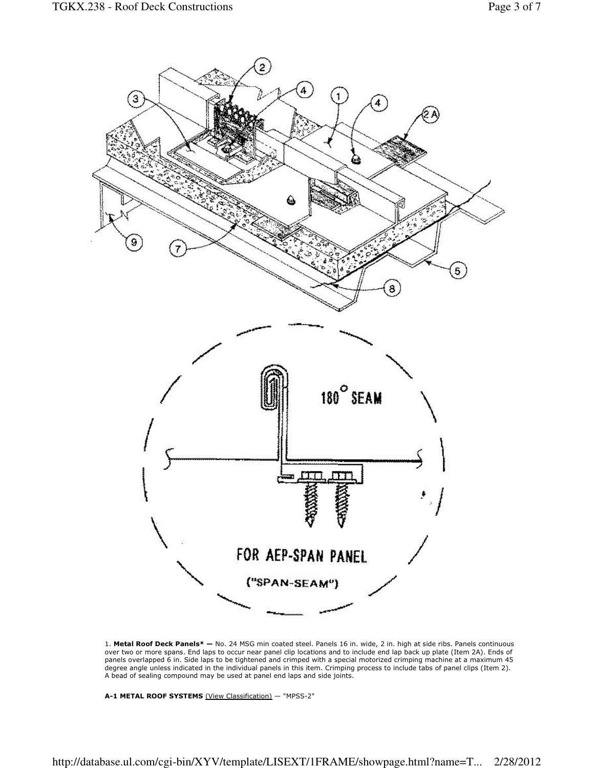1. **Metal Roof Deck Panels* —** No. 24 MSG min coated steel. Panels 16 in. wide, 2 in. high at side ribs. Panels continuous over two or more spans. End laps to occur near panel clip locations and to include end lap back up plate (Item 2A). Ends of panels overlapped 6 in. Side laps to be tightened and crimped with a special motorized crimping machine at a maximum 45 degree angle unless indicated in the individual panels in this item. Crimping process to include tabs of panel clips (Item 2). A bead of sealing compound may be used at panel end laps and side joints.

**A-1 METAL ROOF SYSTEMS** (View Classification) — "MPSS-2"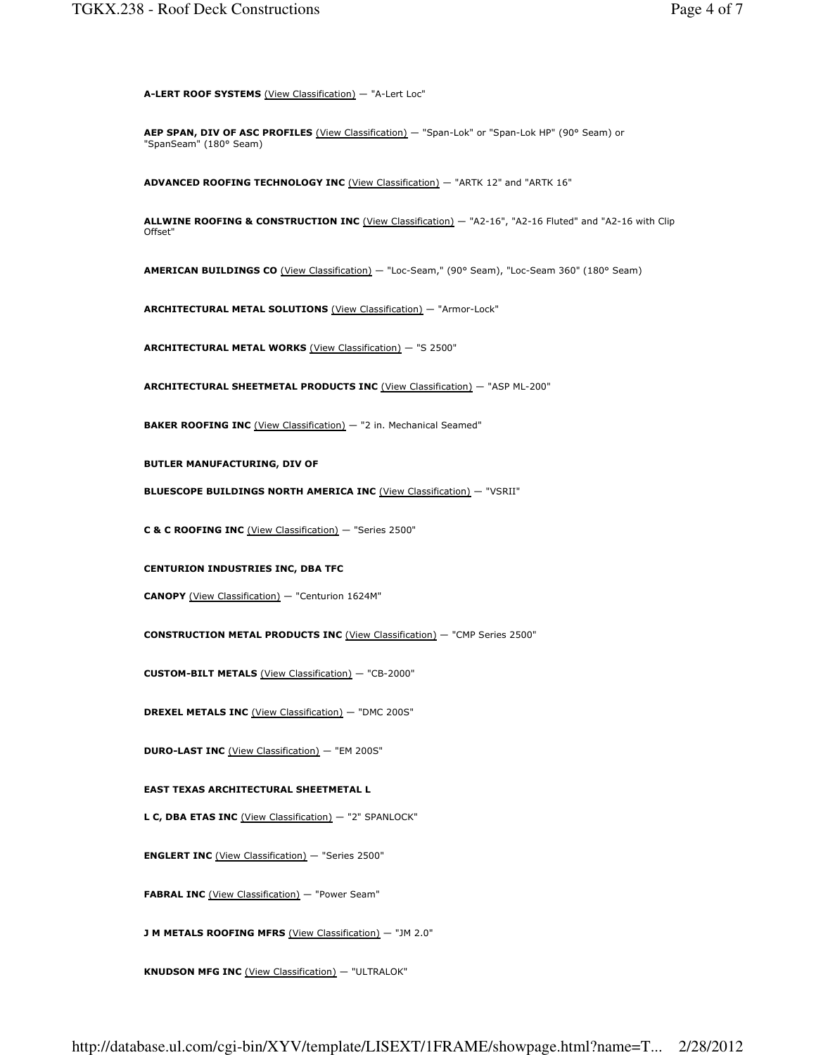**A-LERT ROOF SYSTEMS** (View Classification) — "A-Lert Loc"

**AEP SPAN, DIV OF ASC PROFILES** (View Classification) — "Span-Lok" or "Span-Lok HP" (90° Seam) or "SpanSeam" (180° Seam)

**ADVANCED ROOFING TECHNOLOGY INC** (View Classification) — "ARTK 12" and "ARTK 16"

**ALLWINE ROOFING & CONSTRUCTION INC** (View Classification) — "A2-16", "A2-16 Fluted" and "A2-16 with Clip Offset"

**AMERICAN BUILDINGS CO** (View Classification) — "Loc-Seam," (90° Seam), "Loc-Seam 360" (180° Seam)

**ARCHITECTURAL METAL SOLUTIONS** (View Classification) — "Armor-Lock"

**ARCHITECTURAL METAL WORKS** (View Classification) — "S 2500"

**ARCHITECTURAL SHEETMETAL PRODUCTS INC** (View Classification) — "ASP ML-200"

**BAKER ROOFING INC** (View Classification) — "2 in. Mechanical Seamed"

**BUTLER MANUFACTURING, DIV OF BLUESCOPE BUILDINGS NORTH AMERICA INC** (View Classification) — "VSRII"

**C & C ROOFING INC** (View Classification) — "Series 2500"

**CENTURION INDUSTRIES INC, DBA TFC CANOPY** (View Classification) — "Centurion 1624M"

**CONSTRUCTION METAL PRODUCTS INC** (View Classification) — "CMP Series 2500"

**CUSTOM-BILT METALS** (View Classification) — "CB-2000"

**DREXEL METALS INC** (View Classification) — "DMC 200S"

**DURO-LAST INC** (View Classification) — "EM 200S"

**EAST TEXAS ARCHITECTURAL SHEETMETAL L L C, DBA ETAS INC** (View Classification) — "2" SPANLOCK"

**ENGLERT INC** (View Classification) — "Series 2500"

**FABRAL INC** (View Classification) — "Power Seam"

**J M METALS ROOFING MFRS** (View Classification) — "JM 2.0"

**KNUDSON MFG INC** (View Classification) — "ULTRALOK"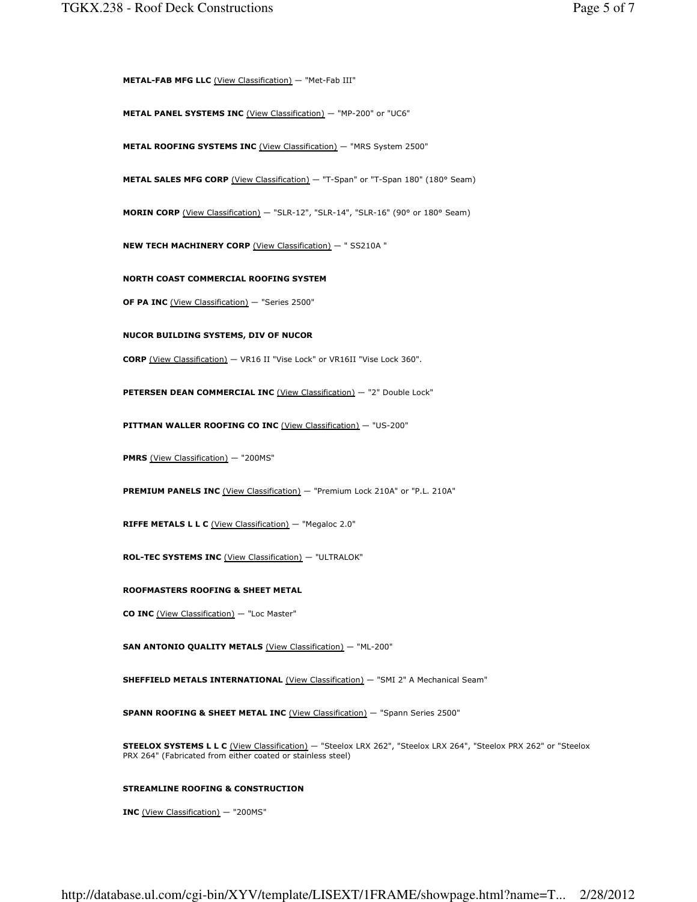**METAL-FAB MFG LLC** (View Classification) — "Met-Fab III"

**METAL PANEL SYSTEMS INC** (View Classification) — "MP-200" or "UC6"

**METAL ROOFING SYSTEMS INC** (View Classification) — "MRS System 2500"

**METAL SALES MFG CORP** (View Classification) — "T-Span" or "T-Span 180" (180° Seam)

**MORIN CORP** (View Classification) — "SLR-12", "SLR-14", "SLR-16" (90° or 180° Seam)

**NEW TECH MACHINERY CORP** (View Classification) — " SS210A "

**NORTH COAST COMMERCIAL ROOFING SYSTEM OF PA INC** (View Classification) — "Series 2500"

**NUCOR BUILDING SYSTEMS, DIV OF NUCOR CORP** (View Classification) — VR16 II "Vise Lock" or VR16II "Vise Lock 360".

**PETERSEN DEAN COMMERCIAL INC** (View Classification) — "2" Double Lock"

**PITTMAN WALLER ROOFING CO INC** (View Classification) — "US-200"

**PMRS** (View Classification) — "200MS"

**PREMIUM PANELS INC** (View Classification) — "Premium Lock 210A" or "P.L. 210A"

**RIFFE METALS L L C** (View Classification) — "Megaloc 2.0"

**ROL-TEC SYSTEMS INC** (View Classification) — "ULTRALOK"

**ROOFMASTERS ROOFING & SHEET METAL CO INC** (View Classification) — "Loc Master"

**SAN ANTONIO QUALITY METALS** (View Classification) — "ML-200"

**SHEFFIELD METALS INTERNATIONAL** (View Classification) — "SMI 2" A Mechanical Seam"

**SPANN ROOFING & SHEET METAL INC** (View Classification) — "Spann Series 2500"

**STEELOX SYSTEMS L L C** (View Classification) — "Steelox LRX 262", "Steelox LRX 264", "Steelox PRX 262" or "Steelox PRX 264" (Fabricated from either coated or stainless steel)

**STREAMLINE ROOFING & CONSTRUCTION INC** (View Classification) — "200MS"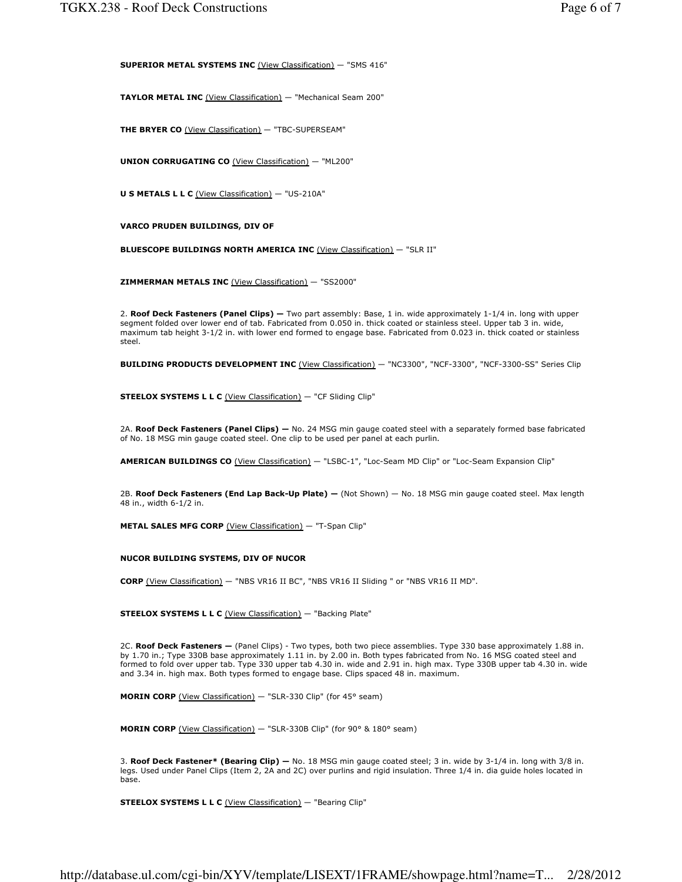**SUPERIOR METAL SYSTEMS INC** (View Classification) — "SMS 416"

**TAYLOR METAL INC** (View Classification) — "Mechanical Seam 200"

**THE BRYER CO** (View Classification) — "TBC-SUPERSEAM"

**UNION CORRUGATING CO** (View Classification) — "ML200"

**U S METALS L L C** (View Classification) — "US-210A"

**VARCO PRUDEN BUILDINGS, DIV OF**

**BLUESCOPE BUILDINGS NORTH AMERICA INC** (View Classification) — "SLR II"

**ZIMMERMAN METALS INC** (View Classification) — "SS2000"

2. **Roof Deck Fasteners (Panel Clips) —** Two part assembly: Base, 1 in. wide approximately 1-1/4 in. long with upper segment folded over lower end of tab. Fabricated from 0.050 in. thick coated or stainless steel. Upper tab 3 in. wide, maximum tab height 3-1/2 in. with lower end formed to engage base. Fabricated from 0.023 in. thick coated or stainless steel.

**BUILDING PRODUCTS DEVELOPMENT INC** (View Classification) — "NC3300", "NCF-3300", "NCF-3300-SS" Series Clip

**STEELOX SYSTEMS L L C** (View Classification) — "CF Sliding Clip"

2A. **Roof Deck Fasteners (Panel Clips) —** No. 24 MSG min gauge coated steel with a separately formed base fabricated of No. 18 MSG min gauge coated steel. One clip to be used per panel at each purlin.

**AMERICAN BUILDINGS CO** (View Classification) — "LSBC-1", "Loc-Seam MD Clip" or "Loc-Seam Expansion Clip"

2B. **Roof Deck Fasteners (End Lap Back-Up Plate) —** (Not Shown) — No. 18 MSG min gauge coated steel. Max length 48 in., width 6-1/2 in.

**METAL SALES MFG CORP** (View Classification) — "T-Span Clip"

**NUCOR BUILDING SYSTEMS, DIV OF NUCOR**

**CORP** (View Classification) — "NBS VR16 II BC", "NBS VR16 II Sliding " or "NBS VR16 II MD".

**STEELOX SYSTEMS L L C** (View Classification) — "Backing Plate"

2C. **Roof Deck Fasteners —** (Panel Clips) - Two types, both two piece assemblies. Type 330 base approximately 1.88 in. by 1.70 in.; Type 330B base approximately 1.11 in. by 2.00 in. Both types fabricated from No. 16 MSG coated steel and formed to fold over upper tab. Type 330 upper tab 4.30 in. wide and 2.91 in. high max. Type 330B upper tab 4.30 in. wide and 3.34 in. high max. Both types formed to engage base. Clips spaced 48 in. maximum.

**MORIN CORP** (View Classification) — "SLR-330 Clip" (for 45° seam)

**MORIN CORP** (View Classification) — "SLR-330B Clip" (for 90° & 180° seam)

3. **Roof Deck Fastener* (Bearing Clip) —** No. 18 MSG min gauge coated steel; 3 in. wide by 3-1/4 in. long with 3/8 in. legs. Used under Panel Clips (Item 2, 2A and 2C) over purlins and rigid insulation. Three 1/4 in. dia guide holes located in base.

**STEELOX SYSTEMS L L C** (View Classification) — "Bearing Clip"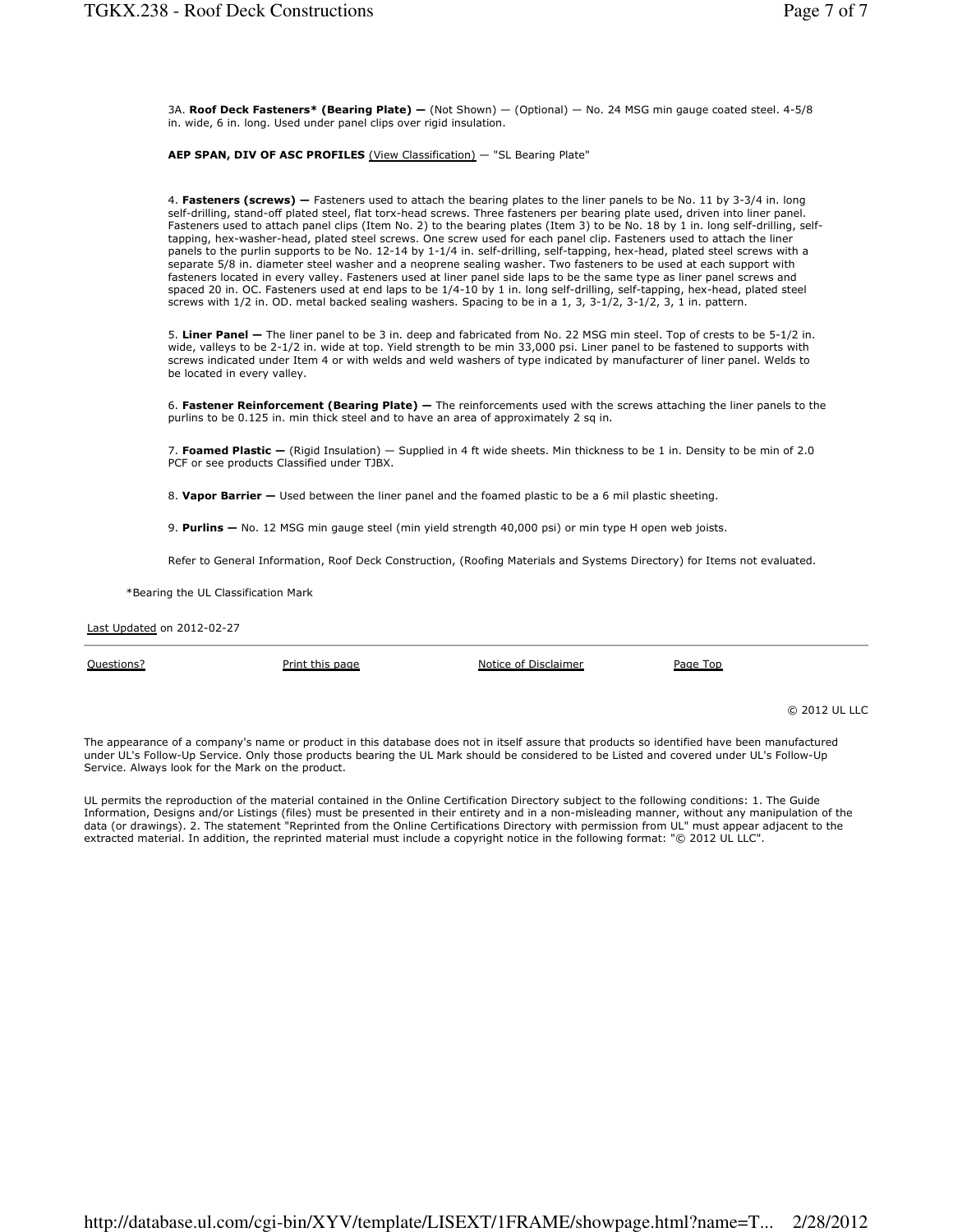3A. **Roof Deck Fasteners* (Bearing Plate) —** (Not Shown) — (Optional) — No. 24 MSG min gauge coated steel. 4-5/8 in. wide, 6 in. long. Used under panel clips over rigid insulation.

**AEP SPAN, DIV OF ASC PROFILES** (View Classification) — "SL Bearing Plate"

4. **Fasteners (screws) —** Fasteners used to attach the bearing plates to the liner panels to be No. 11 by 3-3/4 in. long self-drilling, stand-off plated steel, flat torx-head screws. Three fasteners per bearing plate used, driven into liner panel. Fasteners used to attach panel clips (Item No. 2) to the bearing plates (Item 3) to be No. 18 by 1 in. long self-drilling, self-tapping, hex-washer-head, plated steel screws. One screw used for each panel clip. Fasteners used to attach the liner panels to the purlin supports to be No. 12-14 by 1-1/4 in. self-drilling, self-tapping, hex-head, plated steel screws with a separate 5/8 in. diameter steel washer and a neoprene sealing washer. Two fasteners to be used at each support with fasteners located in every valley. Fasteners used at liner panel side laps to be the same type as liner panel screws and spaced 20 in. OC. Fasteners used at end laps to be 1/4-10 by 1 in. long self-drilling, self-tapping, hex-head, plated steel screws with 1/2 in. OD. metal backed sealing washers. Spacing to be in a 1, 3, 3-1/2, 3-1/2, 3, 1 in. pattern.

5. **Liner Panel —** The liner panel to be 3 in. deep and fabricated from No. 22 MSG min steel. Top of crests to be 5-1/2 in. wide, valleys to be 2-1/2 in. wide at top. Yield strength to be min 33,000 psi. Liner panel to be fastened to supports with screws indicated under Item 4 or with welds and weld washers of type indicated by manufacturer of liner panel. Welds to be located in every valley.

6. **Fastener Reinforcement (Bearing Plate) —** The reinforcements used with the screws attaching the liner panels to the purlins to be 0.125 in. min thick steel and to have an area of approximately 2 sq in.

7. **Foamed Plastic —** (Rigid Insulation) — Supplied in 4 ft wide sheets. Min thickness to be 1 in. Density to be min of 2.0 PCF or see products Classified under TJBX.

8. **Vapor Barrier —** Used between the liner panel and the foamed plastic to be a 6 mil plastic sheeting.

9. **Purlins —** No. 12 MSG min gauge steel (min yield strength 40,000 psi) or min type H open web joists.

Refer to General Information, Roof Deck Construction, (Roofing Materials and Systems Directory) for Items not evaluated.

*Bearing the UL Classification Mark

Last Updated on 2012-02-27

Questions? | Print this page | Notice of Disclaimer | Page Top

© 2012 UL LLC

The appearance of a company's name or product in this database does not in itself assure that products so identified have been manufactured under UL's Follow-Up Service. Only those products bearing the UL Mark should be considered to be Listed and covered under UL's Follow-Up Service. Always look for the Mark on the product.

UL permits the reproduction of the material contained in the Online Certification Directory subject to the following conditions: 1. The Guide Information, Designs and/or Listings (files) must be presented in their entirety and in a non-misleading manner, without any manipulation of the data (or drawings). 2. The statement "Reprinted from the Online Certifications Directory with permission from UL" must appear adjacent to the extracted material. In addition, the reprinted material must include a copyright notice in the following format: "© 2012 UL LLC".